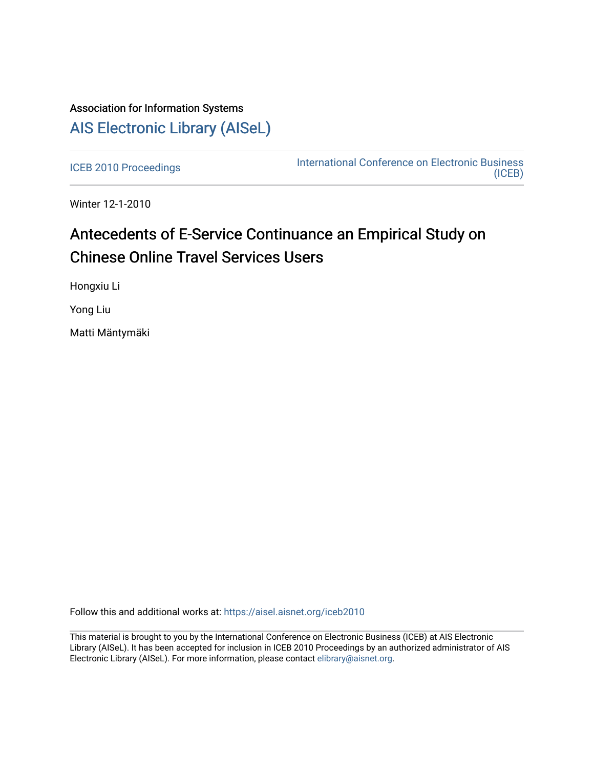Association for Information Systems

# AIS Electronic Library (AISeL)

ICEB 2010 Proceedings

International Conference on Electronic Business (ICEB)

Winter 12-1-2010

# Antecedents of E-Service Continuance an Empirical Study on Chinese Online Travel Services Users

Hongxiu Li

Yong Liu

Matti Mäntymäki

Follow this and additional works at: https://aisel.aisnet.org/iceb2010

This material is brought to you by the International Conference on Electronic Business (ICEB) at AIS Electronic Library (AISeL). It has been accepted for inclusion in ICEB 2010 Proceedings by an authorized administrator of AIS Electronic Library (AISeL). For more information, please contact elibrary@aisnet.org.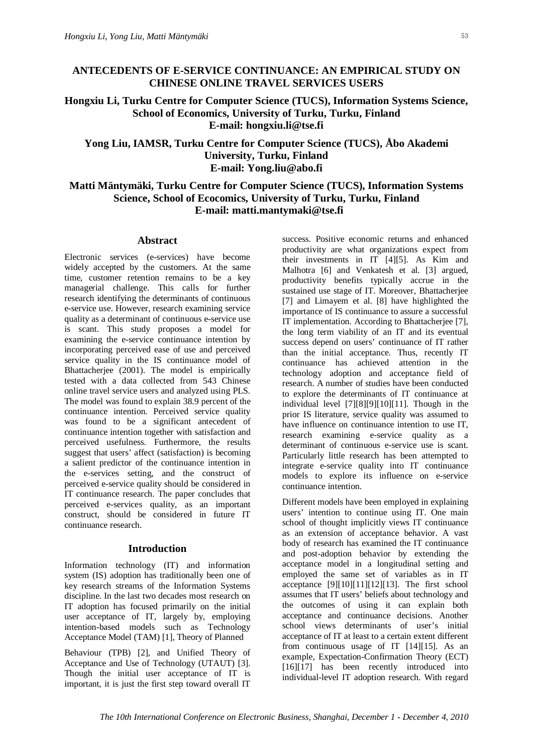# ANTECEDENTS OF E-SERVICE CONTINUANCE: AN EMPIRICAL STUDY ON CHINESE ONLINE TRAVEL SERVICES USERS

**Hongxiu Li, Turku Centre for Computer Science (TUCS), Information Systems Science, School of Economics, University of Turku, Turku, Finland**
**E-mail: hongxiu.li@tse.fi**

**Yong Liu, IAMSR, Turku Centre for Computer Science (TUCS), Åbo Akademi University, Turku, Finland**
**E-mail: Yong.liu@abo.fi**

**Matti Mäntymäki, Turku Centre for Computer Science (TUCS), Information Systems Science, School of Ecocomics, University of Turku, Turku, Finland**
**E-mail: matti.mantymaki@tse.fi**

## Abstract

Electronic services (e-services) have become widely accepted by the customers. At the same time, customer retention remains to be a key managerial challenge. This calls for further research identifying the determinants of continuous e-service use. However, research examining service quality as a determinant of continuous e-service use is scant. This study proposes a model for examining the e-service continuance intention by incorporating perceived ease of use and perceived service quality in the IS continuance model of Bhattacherjee (2001). The model is empirically tested with a data collected from 543 Chinese online travel service users and analyzed using PLS. The model was found to explain 38.9 percent of the continuance intention. Perceived service quality was found to be a significant antecedent of continuance intention together with satisfaction and perceived usefulness. Furthermore, the results suggest that users' affect (satisfaction) is becoming a salient predictor of the continuance intention in the e-services setting, and the construct of perceived e-service quality should be considered in IT continuance research. The paper concludes that perceived e-services quality, as an important construct, should be considered in future IT continuance research.

## Introduction

Information technology (IT) and information system (IS) adoption has traditionally been one of key research streams of the Information Systems discipline. In the last two decades most research on IT adoption has focused primarily on the initial user acceptance of IT, largely by, employing intention-based models such as Technology Acceptance Model (TAM) [1], Theory of Planned Behaviour (TPB) [2], and Unified Theory of Acceptance and Use of Technology (UTAUT) [3]. Though the initial user acceptance of IT is important, it is just the first step toward overall IT success. Positive economic returns and enhanced productivity are what organizations expect from their investments in IT [4][5]. As Kim and Malhotra [6] and Venkatesh et al. [3] argued, productivity benefits typically accrue in the sustained use stage of IT. Moreover, Bhattacherjee [7] and Limayem et al. [8] have highlighted the importance of IS continuance to assure a successful IT implementation. According to Bhattacherjee [7], the long term viability of an IT and its eventual success depend on users' continuance of IT rather than the initial acceptance. Thus, recently IT continuance has achieved attention in the technology adoption and acceptance field of research. A number of studies have been conducted to explore the determinants of IT continuance at individual level [7][8][9][10][11]. Though in the prior IS literature, service quality was assumed to have influence on continuance intention to use IT, research examining e-service quality as a determinant of continuous e-service use is scant. Particularly little research has been attempted to integrate e-service quality into IT continuance models to explore its influence on e-service continuance intention.

Different models have been employed in explaining users' intention to continue using IT. One main school of thought implicitly views IT continuance as an extension of acceptance behavior. A vast body of research has examined the IT continuance and post-adoption behavior by extending the acceptance model in a longitudinal setting and employed the same set of variables as in IT acceptance [9][10][11][12][13]. The first school assumes that IT users' beliefs about technology and the outcomes of using it can explain both acceptance and continuance decisions. Another school views determinants of user's initial acceptance of IT at least to a certain extent different from continuous usage of IT [14][15]. As an example, Expectation-Confirmation Theory (ECT) [16][17] has been recently introduced into individual-level IT adoption research. With regard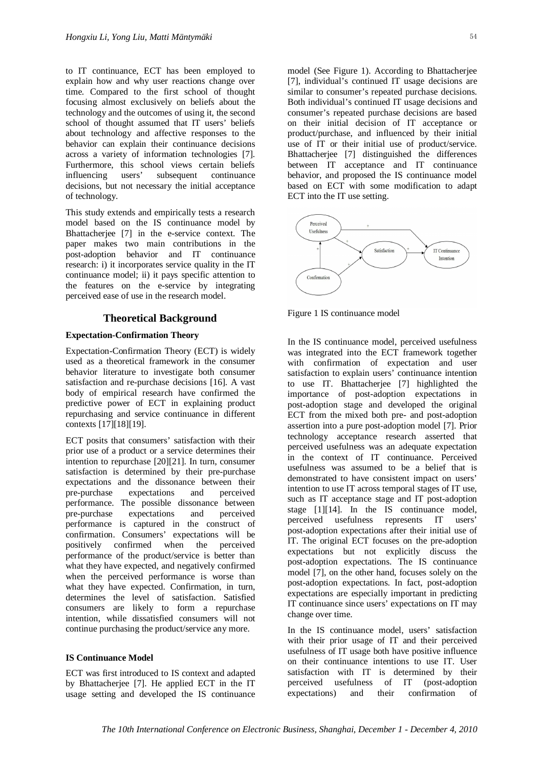to IT continuance, ECT has been employed to explain how and why user reactions change over time. Compared to the first school of thought focusing almost exclusively on beliefs about the technology and the outcomes of using it, the second school of thought assumed that IT users' beliefs about technology and affective responses to the behavior can explain their continuance decisions across a variety of information technologies [7]. Furthermore, this school views certain beliefs influencing users' subsequent continuance decisions, but not necessary the initial acceptance of technology.

This study extends and empirically tests a research model based on the IS continuance model by Bhattacherjee [7] in the e-service context. The paper makes two main contributions in the post-adoption behavior and IT continuance research: i) it incorporates service quality in the IT continuance model; ii) it pays specific attention to the features on the e-service by integrating perceived ease of use in the research model.

## Theoretical Background

### Expectation-Confirmation Theory

Expectation-Confirmation Theory (ECT) is widely used as a theoretical framework in the consumer behavior literature to investigate both consumer satisfaction and re-purchase decisions [16]. A vast body of empirical research have confirmed the predictive power of ECT in explaining product repurchasing and service continuance in different contexts [17][18][19].

ECT posits that consumers' satisfaction with their prior use of a product or a service determines their intention to repurchase [20][21]. In turn, consumer satisfaction is determined by their pre-purchase expectations and the dissonance between their pre-purchase expectations and perceived performance. The possible dissonance between pre-purchase expectations and perceived performance is captured in the construct of confirmation. Consumers' expectations will be positively confirmed when the perceived performance of the product/service is better than what they have expected, and negatively confirmed when the perceived performance is worse than what they have expected. Confirmation, in turn, determines the level of satisfaction. Satisfied consumers are likely to form a repurchase intention, while dissatisfied consumers will not continue purchasing the product/service any more.

### IS Continuance Model

ECT was first introduced to IS context and adapted by Bhattacherjee [7]. He applied ECT in the IT usage setting and developed the IS continuance model (See Figure 1). According to Bhattacherjee [7], individual's continued IT usage decisions are similar to consumer's repeated purchase decisions. Both individual's continued IT usage decisions and consumer's repeated purchase decisions are based on their initial decision of IT acceptance or product/purchase, and influenced by their initial use of IT or their initial use of product/service. Bhattacherjee [7] distinguished the differences between IT acceptance and IT continuance behavior, and proposed the IS continuance model based on ECT with some modification to adapt ECT into the IT use setting.

Figure 1 IS continuance model

In the IS continuance model, perceived usefulness was integrated into the ECT framework together with confirmation of expectation and user satisfaction to explain users' continuance intention to use IT. Bhattacherjee [7] highlighted the importance of post-adoption expectations in post-adoption stage and developed the original ECT from the mixed both pre- and post-adoption assertion into a pure post-adoption model [7]. Prior technology acceptance research asserted that perceived usefulness was an adequate expectation in the context of IT continuance. Perceived usefulness was assumed to be a belief that is demonstrated to have consistent impact on users' intention to use IT across temporal stages of IT use, such as IT acceptance stage and IT post-adoption stage [1][14]. In the IS continuance model, perceived usefulness represents IT users' post-adoption expectations after their initial use of IT. The original ECT focuses on the pre-adoption expectations but not explicitly discuss the post-adoption expectations. The IS continuance model [7], on the other hand, focuses solely on the post-adoption expectations. In fact, post-adoption expectations are especially important in predicting IT continuance since users' expectations on IT may change over time.

In the IS continuance model, users' satisfaction with their prior usage of IT and their perceived usefulness of IT usage both have positive influence on their continuance intentions to use IT. User satisfaction with IT is determined by their perceived usefulness of IT (post-adoption expectations) and their confirmation of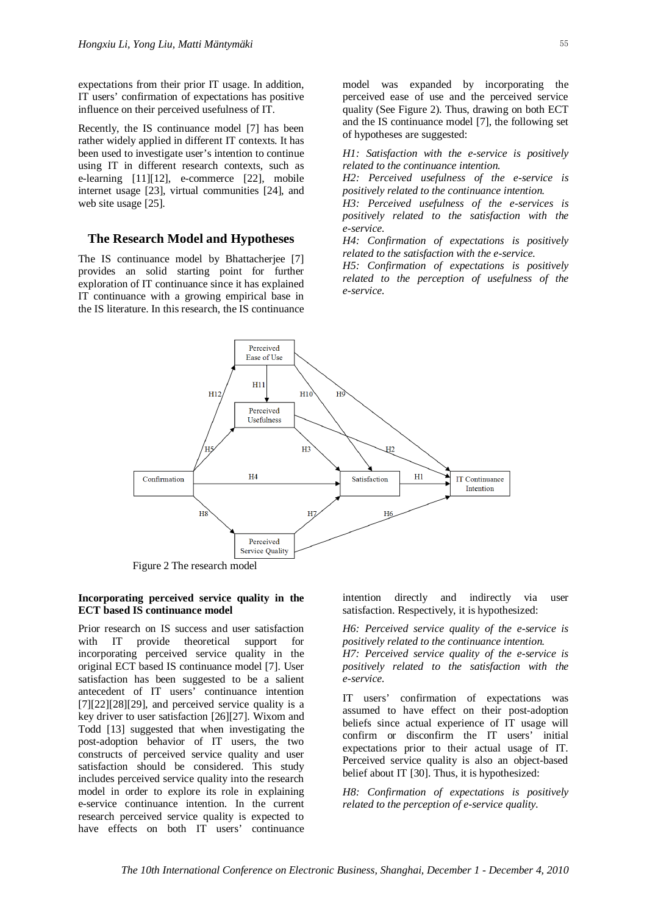expectations from their prior IT usage. In addition, IT users' confirmation of expectations has positive influence on their perceived usefulness of IT.

Recently, the IS continuance model [7] has been rather widely applied in different IT contexts. It has been used to investigate user's intention to continue using IT in different research contexts, such as e-learning [11][12], e-commerce [22], mobile internet usage [23], virtual communities [24], and web site usage [25].

## The Research Model and Hypotheses

The IS continuance model by Bhattacherjee [7] provides an solid starting point for further exploration of IT continuance since it has explained IT continuance with a growing empirical base in the IS literature. In this research, the IS continuance model was expanded by incorporating the perceived ease of use and the perceived service quality (See Figure 2). Thus, drawing on both ECT and the IS continuance model [7], the following set of hypotheses are suggested:

*H1: Satisfaction with the e-service is positively related to the continuance intention.*
*H2: Perceived usefulness of the e-service is positively related to the continuance intention.*
*H3: Perceived usefulness of the e-services is positively related to the satisfaction with the e-service.*
*H4: Confirmation of expectations is positively related to the satisfaction with the e-service.*
*H5: Confirmation of expectations is positively related to the perception of usefulness of the e-service.*

Figure 2 The research model

### Incorporating perceived service quality in the ECT based IS continuance model

Prior research on IS success and user satisfaction with IT provide theoretical support for incorporating perceived service quality in the original ECT based IS continuance model [7]. User satisfaction has been suggested to be a salient antecedent of IT users' continuance intention [7][22][28][29], and perceived service quality is a key driver to user satisfaction [26][27]. Wixom and Todd [13] suggested that when investigating the post-adoption behavior of IT users, the two constructs of perceived service quality and user satisfaction should be considered. This study includes perceived service quality into the research model in order to explore its role in explaining e-service continuance intention. In the current research perceived service quality is expected to have effects on both IT users' continuance intention directly and indirectly via user satisfaction. Respectively, it is hypothesized:

*H6: Perceived service quality of the e-service is positively related to the continuance intention.*
*H7: Perceived service quality of the e-service is positively related to the satisfaction with the e-service.*

IT users' confirmation of expectations was assumed to have effect on their post-adoption beliefs since actual experience of IT usage will confirm or disconfirm the IT users' initial expectations prior to their actual usage of IT. Perceived service quality is also an object-based belief about IT [30]. Thus, it is hypothesized:

*H8: Confirmation of expectations is positively related to the perception of e-service quality.*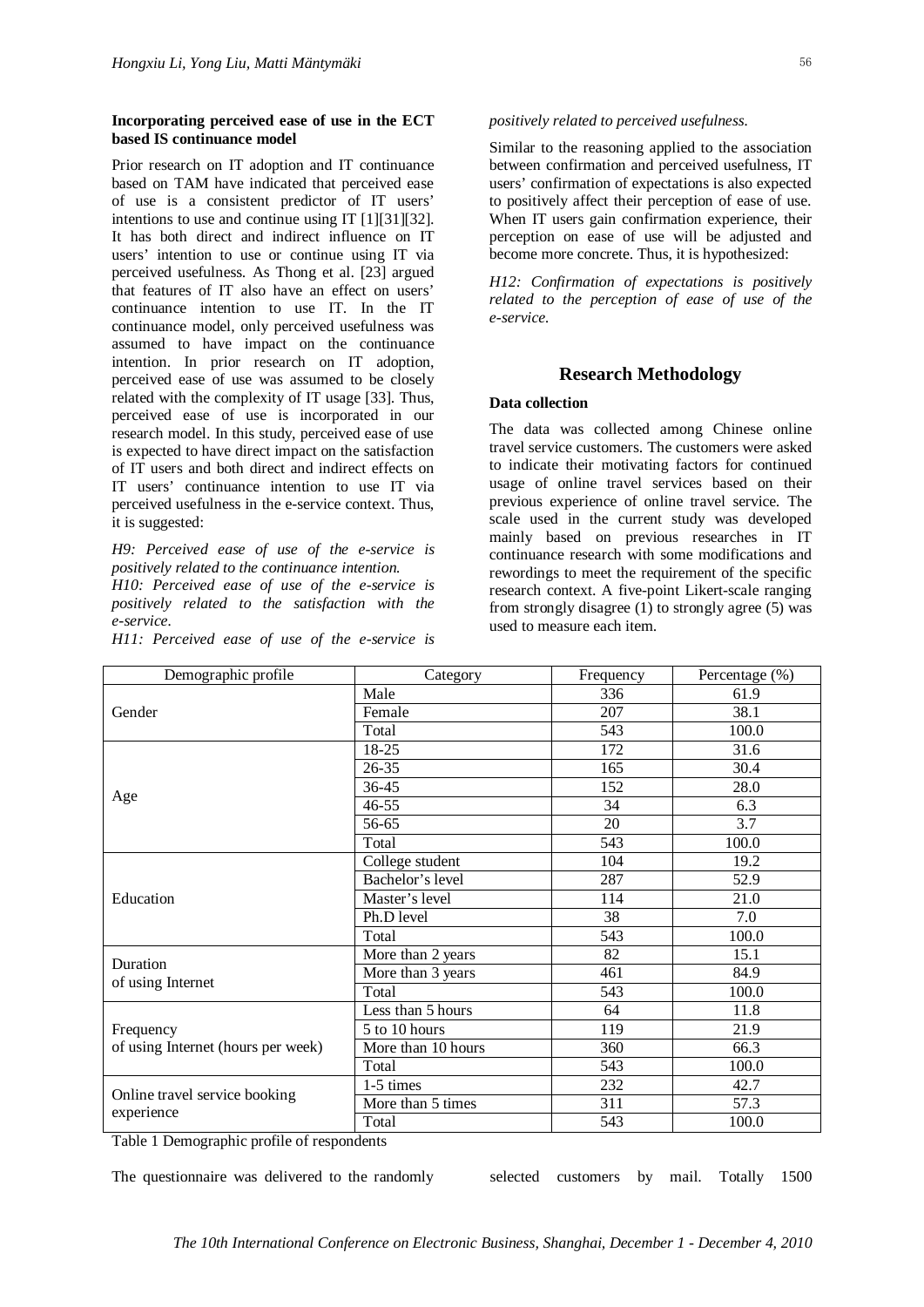#### Incorporating perceived ease of use in the ECT based IS continuance model

Prior research on IT adoption and IT continuance based on TAM have indicated that perceived ease of use is a consistent predictor of IT users' intentions to use and continue using IT [1][31][32]. It has both direct and indirect influence on IT users' intention to use or continue using IT via perceived usefulness. As Thong et al. [23] argued that features of IT also have an effect on users' continuance intention to use IT. In the IT continuance model, only perceived usefulness was assumed to have impact on the continuance intention. In prior research on IT adoption, perceived ease of use was assumed to be closely related with the complexity of IT usage [33]. Thus, perceived ease of use is incorporated in our research model. In this study, perceived ease of use is expected to have direct impact on the satisfaction of IT users and both direct and indirect effects on IT users' continuance intention to use IT via perceived usefulness in the e-service context. Thus, it is suggested:

*H9: Perceived ease of use of the e-service is positively related to the continuance intention.*
*H10: Perceived ease of use of the e-service is positively related to the satisfaction with the e-service.*
*H11: Perceived ease of use of the e-service is positively related to perceived usefulness.*

Similar to the reasoning applied to the association between confirmation and perceived usefulness, IT users' confirmation of expectations is also expected to positively affect their perception of ease of use. When IT users gain confirmation experience, their perception on ease of use will be adjusted and become more concrete. Thus, it is hypothesized:

*H12: Confirmation of expectations is positively related to the perception of ease of use of the e-service.*

## Research Methodology

#### Data collection

The data was collected among Chinese online travel service customers. The customers were asked to indicate their motivating factors for continued usage of online travel services based on their previous experience of online travel service. The scale used in the current study was developed mainly based on previous researches in IT continuance research with some modifications and rewordings to meet the requirement of the specific research context. A five-point Likert-scale ranging from strongly disagree (1) to strongly agree (5) was used to measure each item.

| Demographic profile | Category | Frequency | Percentage (%) |
|---|---|---|---|
| Gender | Male | 336 | 61.9 |
| | Female | 207 | 38.1 |
| | Total | 543 | 100.0 |
| Age | 18-25 | 172 | 31.6 |
| | 26-35 | 165 | 30.4 |
| | 36-45 | 152 | 28.0 |
| | 46-55 | 34 | 6.3 |
| | 56-65 | 20 | 3.7 |
| | Total | 543 | 100.0 |
| Education | College student | 104 | 19.2 |
| | Bachelor's level | 287 | 52.9 |
| | Master's level | 114 | 21.0 |
| | Ph.D level | 38 | 7.0 |
| | Total | 543 | 100.0 |
| Duration of using Internet | More than 2 years | 82 | 15.1 |
| | More than 3 years | 461 | 84.9 |
| | Total | 543 | 100.0 |
| Frequency of using Internet (hours per week) | Less than 5 hours | 64 | 11.8 |
| | 5 to 10 hours | 119 | 21.9 |
| | More than 10 hours | 360 | 66.3 |
| | Total | 543 | 100.0 |
| Online travel service booking experience | 1-5 times | 232 | 42.7 |
| | More than 5 times | 311 | 57.3 |
| | Total | 543 | 100.0 |

Table 1 Demographic profile of respondents

The questionnaire was delivered to the randomly selected customers by mail. Totally 1500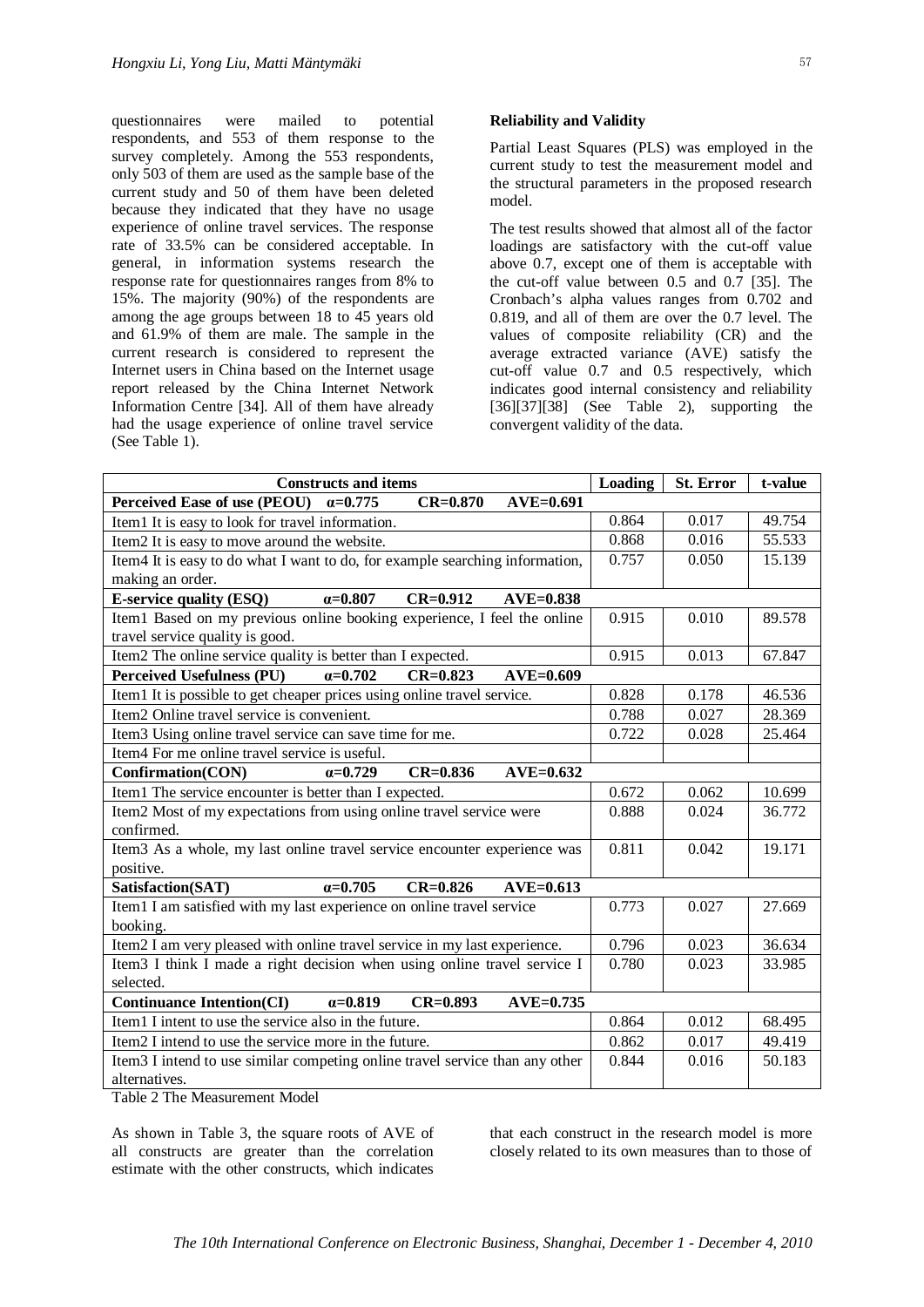questionnaires were mailed to potential respondents, and 553 of them response to the survey completely. Among the 553 respondents, only 503 of them are used as the sample base of the current study and 50 of them have been deleted because they indicated that they have no usage experience of online travel services. The response rate of 33.5% can be considered acceptable. In general, in information systems research the response rate for questionnaires ranges from 8% to 15%. The majority (90%) of the respondents are among the age groups between 18 to 45 years old and 61.9% of them are male. The sample in the current research is considered to represent the Internet users in China based on the Internet usage report released by the China Internet Network Information Centre [34]. All of them have already had the usage experience of online travel service (See Table 1).

**Reliability and Validity**

Partial Least Squares (PLS) was employed in the current study to test the measurement model and the structural parameters in the proposed research model.

The test results showed that almost all of the factor loadings are satisfactory with the cut-off value above 0.7, except one of them is acceptable with the cut-off value between 0.5 and 0.7 [35]. The Cronbach's alpha values ranges from 0.702 and 0.819, and all of them are over the 0.7 level. The values of composite reliability (CR) and the average extracted variance (AVE) satisfy the cut-off value 0.7 and 0.5 respectively, which indicates good internal consistency and reliability [36][37][38] (See Table 2), supporting the convergent validity of the data.

| Constructs and items | Loading | St. Error | t-value |
|---|---|---|---|
| **Perceived Ease of use (PEOU) α=0.775 CR=0.870 AVE=0.691** | | | |
| Item1 It is easy to look for travel information. | 0.864 | 0.017 | 49.754 |
| Item2 It is easy to move around the website. | 0.868 | 0.016 | 55.533 |
| Item4 It is easy to do what I want to do, for example searching information, making an order. | 0.757 | 0.050 | 15.139 |
| **E-service quality (ESQ) α=0.807 CR=0.912 AVE=0.838** | | | |
| Item1 Based on my previous online booking experience, I feel the online travel service quality is good. | 0.915 | 0.010 | 89.578 |
| Item2 The online service quality is better than I expected. | 0.915 | 0.013 | 67.847 |
| **Perceived Usefulness (PU) α=0.702 CR=0.823 AVE=0.609** | | | |
| Item1 It is possible to get cheaper prices using online travel service. | 0.828 | 0.178 | 46.536 |
| Item2 Online travel service is convenient. | 0.788 | 0.027 | 28.369 |
| Item3 Using online travel service can save time for me. | 0.722 | 0.028 | 25.464 |
| Item4 For me online travel service is useful. | | | |
| **Confirmation(CON) α=0.729 CR=0.836 AVE=0.632** | | | |
| Item1 The service encounter is better than I expected. | 0.672 | 0.062 | 10.699 |
| Item2 Most of my expectations from using online travel service were confirmed. | 0.888 | 0.024 | 36.772 |
| Item3 As a whole, my last online travel service encounter experience was positive. | 0.811 | 0.042 | 19.171 |
| **Satisfaction(SAT) α=0.705 CR=0.826 AVE=0.613** | | | |
| Item1 I am satisfied with my last experience on online travel service booking. | 0.773 | 0.027 | 27.669 |
| Item2 I am very pleased with online travel service in my last experience. | 0.796 | 0.023 | 36.634 |
| Item3 I think I made a right decision when using online travel service I selected. | 0.780 | 0.023 | 33.985 |
| **Continuance Intention(CI) α=0.819 CR=0.893 AVE=0.735** | | | |
| Item1 I intent to use the service also in the future. | 0.864 | 0.012 | 68.495 |
| Item2 I intend to use the service more in the future. | 0.862 | 0.017 | 49.419 |
| Item3 I intend to use similar competing online travel service than any other alternatives. | 0.844 | 0.016 | 50.183 |

Table 2 The Measurement Model

As shown in Table 3, the square roots of AVE of all constructs are greater than the correlation estimate with the other constructs, which indicates that each construct in the research model is more closely related to its own measures than to those of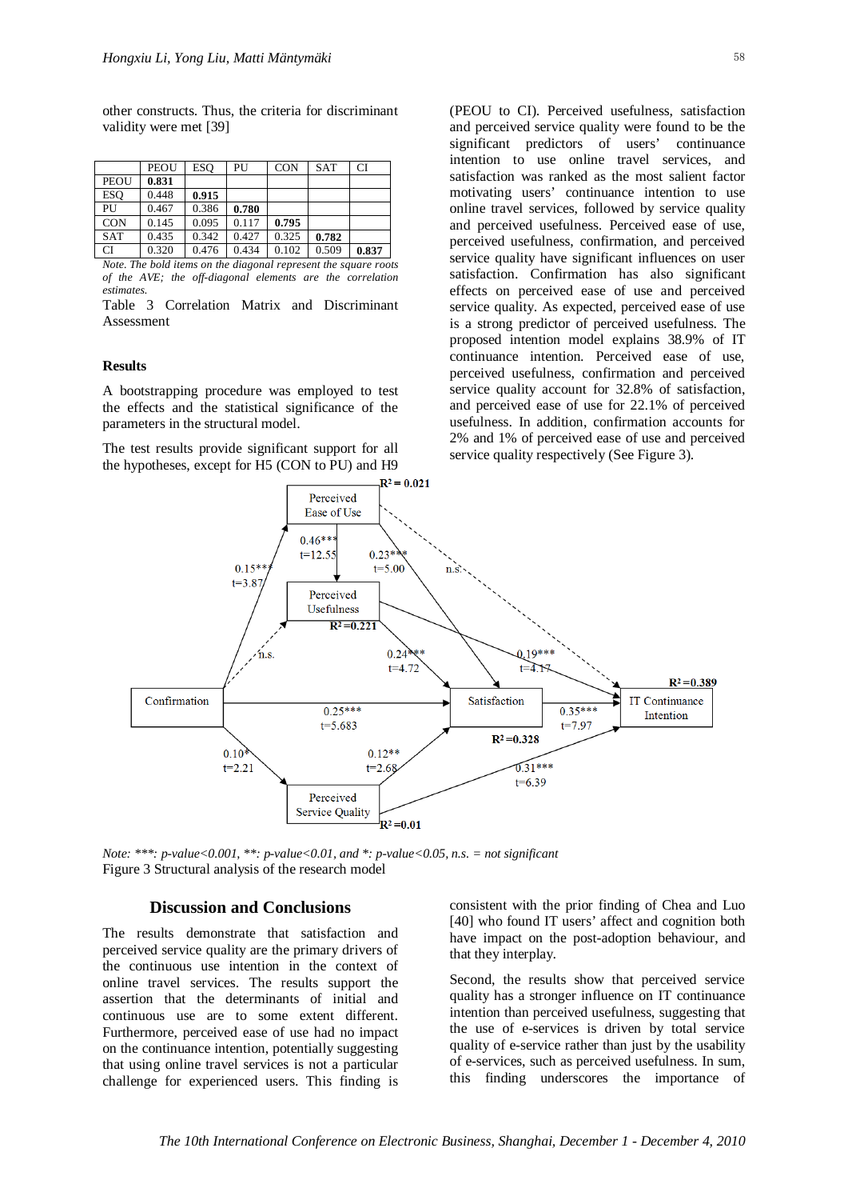other constructs. Thus, the criteria for discriminant validity were met [39]

| | PEOU | ESQ | PU | CON | SAT | CI |
|---|---|---|---|---|---|---|
| PEOU | **0.831** | | | | | |
| ESQ | 0.448 | **0.915** | | | | |
| PU | 0.467 | 0.386 | **0.780** | | | |
| CON | 0.145 | 0.095 | 0.117 | **0.795** | | |
| SAT | 0.435 | 0.342 | 0.427 | 0.325 | **0.782** | |
| CI | 0.320 | 0.476 | 0.434 | 0.102 | 0.509 | **0.837** |

*Note. The bold items on the diagonal represent the square roots of the AVE; the off-diagonal elements are the correlation estimates.*

Table 3 Correlation Matrix and Discriminant Assessment

### Results

A bootstrapping procedure was employed to test the effects and the statistical significance of the parameters in the structural model.

The test results provide significant support for all the hypotheses, except for H5 (CON to PU) and H9 (PEOU to CI). Perceived usefulness, satisfaction and perceived service quality were found to be the significant predictors of users' continuance intention to use online travel services, and satisfaction was ranked as the most salient factor motivating users' continuance intention to use online travel services, followed by service quality and perceived usefulness. Perceived ease of use, perceived usefulness, confirmation, and perceived service quality have significant influences on user satisfaction. Confirmation has also significant effects on perceived ease of use and perceived service quality. As expected, perceived ease of use is a strong predictor of perceived usefulness. The proposed intention model explains 38.9% of IT continuance intention. Perceived ease of use, perceived usefulness, confirmation and perceived service quality account for 32.8% of satisfaction, and perceived ease of use for 22.1% of perceived usefulness. In addition, confirmation accounts for 2% and 1% of perceived ease of use and perceived service quality respectively (See Figure 3).

*Note: \*\*\*: p-value<0.001, \*\*: p-value<0.01, and \*: p-value<0.05, n.s. = not significant*

Figure 3 Structural analysis of the research model

## Discussion and Conclusions

The results demonstrate that satisfaction and perceived service quality are the primary drivers of the continuous use intention in the context of online travel services. The results support the assertion that the determinants of initial and continuous use are to some extent different. Furthermore, perceived ease of use had no impact on the continuance intention, potentially suggesting that using online travel services is not a particular challenge for experienced users. This finding is consistent with the prior finding of Chea and Luo [40] who found IT users' affect and cognition both have impact on the post-adoption behaviour, and that they interplay.

Second, the results show that perceived service quality has a stronger influence on IT continuance intention than perceived usefulness, suggesting that the use of e-services is driven by total service quality of e-service rather than just by the usability of e-services, such as perceived usefulness. In sum, this finding underscores the importance of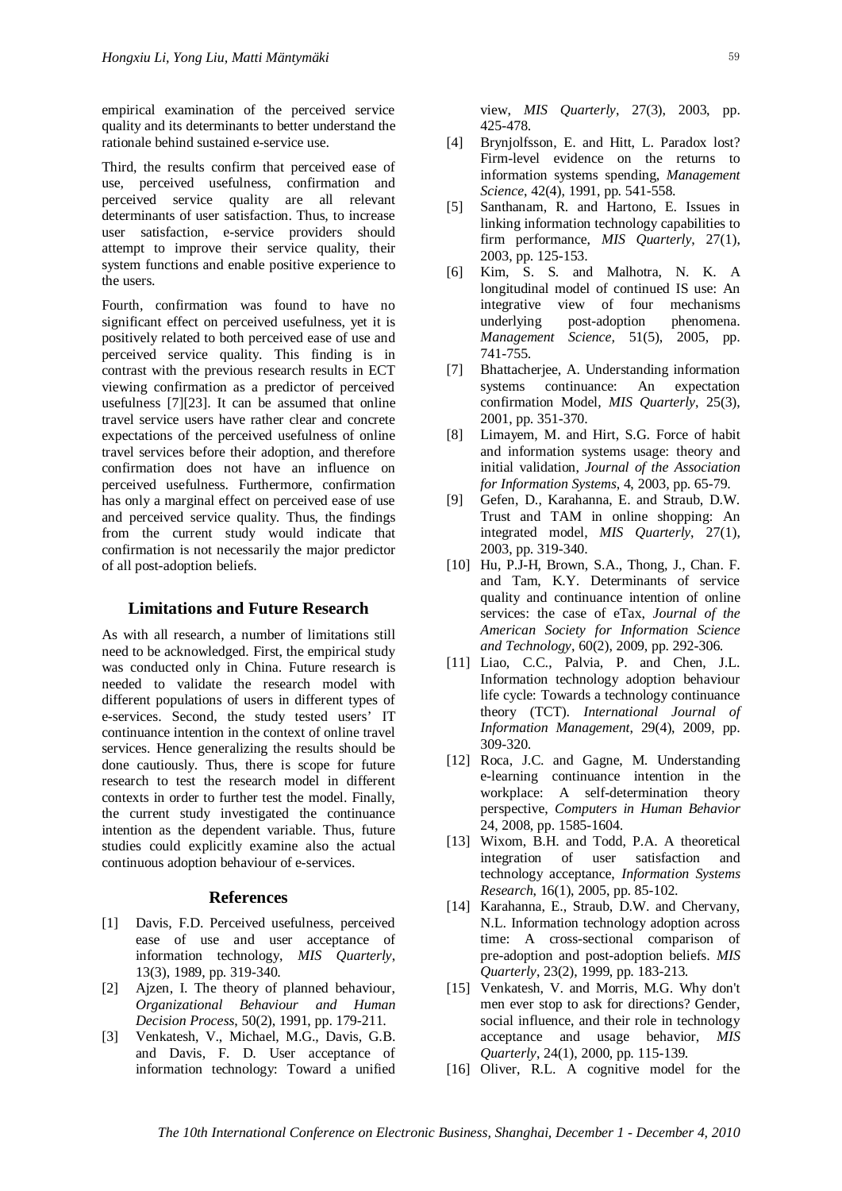empirical examination of the perceived service quality and its determinants to better understand the rationale behind sustained e-service use.

Third, the results confirm that perceived ease of use, perceived usefulness, confirmation and perceived service quality are all relevant determinants of user satisfaction. Thus, to increase user satisfaction, e-service providers should attempt to improve their service quality, their system functions and enable positive experience to the users.

Fourth, confirmation was found to have no significant effect on perceived usefulness, yet it is positively related to both perceived ease of use and perceived service quality. This finding is in contrast with the previous research results in ECT viewing confirmation as a predictor of perceived usefulness [7][23]. It can be assumed that online travel service users have rather clear and concrete expectations of the perceived usefulness of online travel services before their adoption, and therefore confirmation does not have an influence on perceived usefulness. Furthermore, confirmation has only a marginal effect on perceived ease of use and perceived service quality. Thus, the findings from the current study would indicate that confirmation is not necessarily the major predictor of all post-adoption beliefs.

## Limitations and Future Research

As with all research, a number of limitations still need to be acknowledged. First, the empirical study was conducted only in China. Future research is needed to validate the research model with different populations of users in different types of e-services. Second, the study tested users' IT continuance intention in the context of online travel services. Hence generalizing the results should be done cautiously. Thus, there is scope for future research to test the research model in different contexts in order to further test the model. Finally, the current study investigated the continuance intention as the dependent variable. Thus, future studies could explicitly examine also the actual continuous adoption behaviour of e-services.

## References

[1] Davis, F.D. Perceived usefulness, perceived ease of use and user acceptance of information technology, *MIS Quarterly*, 13(3), 1989, pp. 319-340.

[2] Ajzen, I. The theory of planned behaviour, *Organizational Behaviour and Human Decision Process*, 50(2), 1991, pp. 179-211.

[3] Venkatesh, V., Michael, M.G., Davis, G.B. and Davis, F. D. User acceptance of information technology: Toward a unified view, *MIS Quarterly*, 27(3), 2003, pp. 425-478.

[4] Brynjolfsson, E. and Hitt, L. Paradox lost? Firm-level evidence on the returns to information systems spending, *Management Science*, 42(4), 1991, pp. 541-558.

[5] Santhanam, R. and Hartono, E. Issues in linking information technology capabilities to firm performance, *MIS Quarterly*, 27(1), 2003, pp. 125-153.

[6] Kim, S. S. and Malhotra, N. K. A longitudinal model of continued IS use: An integrative view of four mechanisms underlying post-adoption phenomena. *Management Science*, 51(5), 2005, pp. 741-755.

[7] Bhattacherjee, A. Understanding information systems continuance: An expectation confirmation Model, *MIS Quarterly*, 25(3), 2001, pp. 351-370.

[8] Limayem, M. and Hirt, S.G. Force of habit and information systems usage: theory and initial validation, *Journal of the Association for Information Systems*, 4, 2003, pp. 65-79.

[9] Gefen, D., Karahanna, E. and Straub, D.W. Trust and TAM in online shopping: An integrated model, *MIS Quarterly*, 27(1), 2003, pp. 319-340.

[10] Hu, P.J-H, Brown, S.A., Thong, J., Chan. F. and Tam, K.Y. Determinants of service quality and continuance intention of online services: the case of eTax, *Journal of the American Society for Information Science and Technology*, 60(2), 2009, pp. 292-306.

[11] Liao, C.C., Palvia, P. and Chen, J.L. Information technology adoption behaviour life cycle: Towards a technology continuance theory (TCT). *International Journal of Information Management*, 29(4), 2009, pp. 309-320.

[12] Roca, J.C. and Gagne, M. Understanding e-learning continuance intention in the workplace: A self-determination theory perspective, *Computers in Human Behavior* 24, 2008, pp. 1585-1604.

[13] Wixom, B.H. and Todd, P.A. A theoretical integration of user satisfaction and technology acceptance, *Information Systems Research*, 16(1), 2005, pp. 85-102.

[14] Karahanna, E., Straub, D.W. and Chervany, N.L. Information technology adoption across time: A cross-sectional comparison of pre-adoption and post-adoption beliefs. *MIS Quarterly*, 23(2), 1999, pp. 183-213.

[15] Venkatesh, V. and Morris, M.G. Why don't men ever stop to ask for directions? Gender, social influence, and their role in technology acceptance and usage behavior, *MIS Quarterly*, 24(1), 2000, pp. 115-139.

[16] Oliver, R.L. A cognitive model for the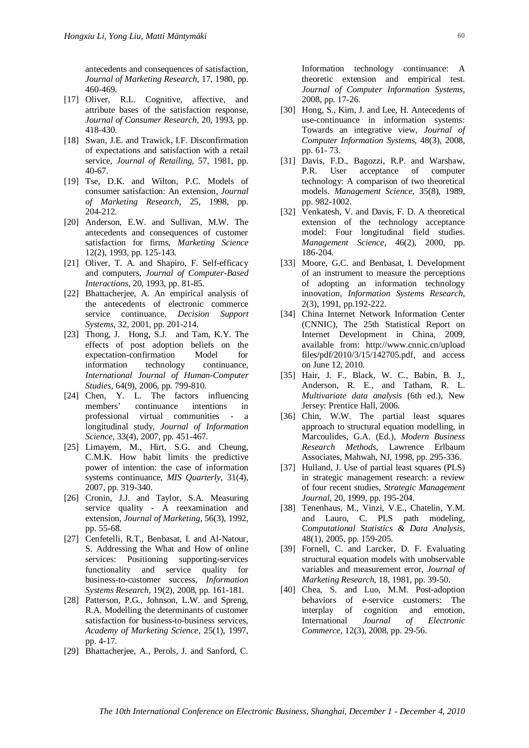antecedents and consequences of satisfaction, *Journal of Marketing Research*, 17, 1980, pp. 460-469.

[17] Oliver, R.L. Cognitive, affective, and attribute bases of the satisfaction response, *Journal of Consumer Research*, 20, 1993, pp. 418-430.

[18] Swan, J.E. and Trawick, I.F. Disconfirmation of expectations and satisfaction with a retail service, *Journal of Retailing*, 57, 1981, pp. 40-67.

[19] Tse, D.K. and Wilton, P.C. Models of consumer satisfaction: An extension, *Journal of Marketing Research*, 25, 1998, pp. 204-212.

[20] Anderson, E.W. and Sullivan, M.W. The antecedents and consequences of customer satisfaction for firms, *Marketing Science* 12(2), 1993, pp. 125-143.

[21] Oliver, T. A. and Shapiro, F. Self-efficacy and computers, *Journal of Computer-Based Interactions*, 20, 1993, pp. 81-85.

[22] Bhattacherjee, A. An empirical analysis of the antecedents of electronic commerce service continuance, *Decision Support Systems*, 32, 2001, pp. 201-214.

[23] Thong, J. Hong, S.J. and Tam, K.Y. The effects of post adoption beliefs on the expectation-confirmation Model for information technology continuance, *International Journal of Human-Computer Studies*, 64(9), 2006, pp. 799-810.

[24] Chen, Y. L. The factors influencing members' continuance intentions in professional virtual communities - a longitudinal study, *Journal of Information Science*, 33(4), 2007, pp. 451-467.

[25] Limayem, M., Hirt, S.G. and Cheung, C.M.K. How habit limits the predictive power of intention: the case of information systems continuance, *MIS Quarterly*, 31(4), 2007, pp. 319-340.

[26] Cronin, J.J. and Taylor, S.A. Measuring service quality - A reexamination and extension, *Journal of Marketing*, 56(3), 1992, pp. 55-68.

[27] Cenfetelli, R.T., Benbasat, I. and Al-Natour, S. Addressing the What and How of online services: Positioning supporting-services functionality and service quality for business-to-customer success, *Information Systems Research*, 19(2), 2008, pp. 161-181.

[28] Patterson, P.G., Johnson, L.W. and Spreng, R.A. Modelling the determinants of customer satisfaction for business-to-business services, *Academy of Marketing Science*, 25(1), 1997, pp. 4-17.

[29] Bhattacherjee, A., Perols, J. and Sanford, C. Information technology continuance: A theoretic extension and empirical test. *Journal of Computer Information Systems*, 2008, pp. 17-26.

[30] Hong, S., Kim, J. and Lee, H. Antecedents of use-continuance in information systems: Towards an integrative view, *Journal of Computer Information Systems*, 48(3), 2008, pp. 61- 73.

[31] Davis, F.D., Bagozzi, R.P. and Warshaw, P.R. User acceptance of computer technology: A comparison of two theoretical models. *Management Science*, 35(8), 1989, pp. 982-1002.

[32] Venkatesh, V. and Davis, F. D. A theoretical extension of the technology acceptance model: Four longitudinal field studies. *Management Science*, 46(2), 2000, pp. 186-204.

[33] Moore, G.C. and Benbasat, I. Development of an instrument to measure the perceptions of adopting an information technology innovation, *Information Systems Research*, 2(3), 1991, pp.192-222.

[34] China Internet Network Information Center (CNNIC), The 25th Statistical Report on Internet Development in China, 2009, available from: http://www.cnnic.cn/upload files/pdf/2010/3/15/142705.pdf, and access on June 12, 2010.

[35] Hair, J. F., Black, W. C., Babin, B. J., Anderson, R. E., and Tatham, R. L. *Multivariate data analysis* (6th ed.), New Jersey: Prentice Hall, 2006.

[36] Chin, W.W. The partial least squares approach to structural equation modelling, in Marcoulides, G.A. (Ed.), *Modern Business Research Methods*, Lawrence Erlbaum Associates, Mahwah, NJ, 1998, pp. 295-336.

[37] Hulland, J. Use of partial least squares (PLS) in strategic management research: a review of four recent studies, *Strategic Management Journal*, 20, 1999, pp. 195-204.

[38] Tenenhaus, M., Vinzi, V.E., Chatelin, Y.M. and Lauro, C. PLS path modeling, *Computational Statistics & Data Analysis*, 48(1), 2005, pp. 159-205.

[39] Fornell, C. and Larcker, D. F. Evaluating structural equation models with unobservable variables and measurement error, *Journal of Marketing Research*, 18, 1981, pp. 39-50.

[40] Chea, S. and Luo, M.M. Post-adoption behaviors of e-service customers: The interplay of cognition and emotion, International *Journal of Electronic Commerce*, 12(3), 2008, pp. 29-56.